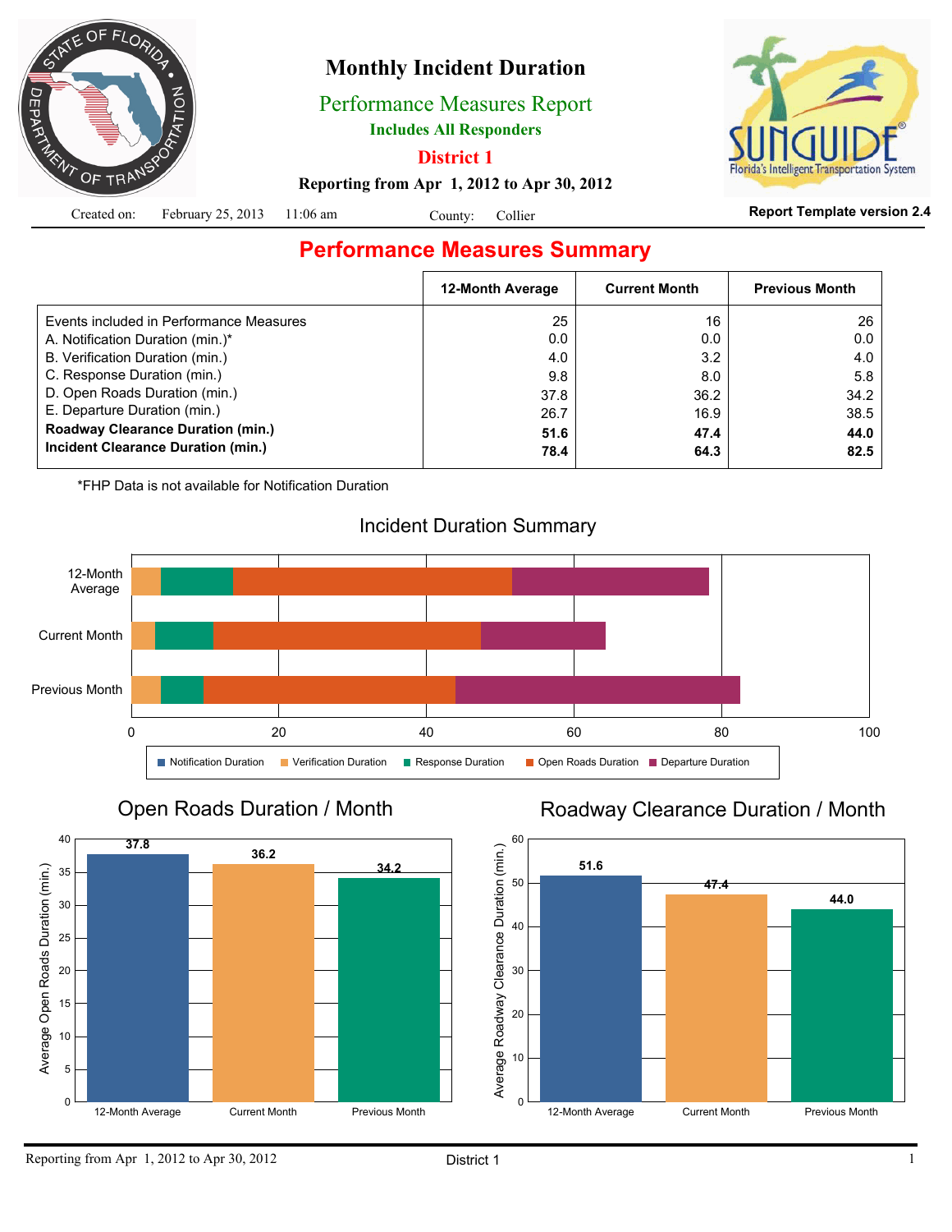# Monthly Incident Duration

## Performance Measures Report

**Includes All Responders**

**District 1**

**Reporting from Apr 1, 2012 to Apr 30, 2012**

Created on: February 25, 2013 11:06 am County: Collier

**Report Template version 2.4**

## Performance Measures Summary

| | 12-Month Average | Current Month | Previous Month |
|---|---|---|---|
| Events included in Performance Measures | 25 | 16 | 26 |
| A. Notification Duration (min.)* | 0.0 | 0.0 | 0.0 |
| B. Verification Duration (min.) | 4.0 | 3.2 | 4.0 |
| C. Response Duration (min.) | 9.8 | 8.0 | 5.8 |
| D. Open Roads Duration (min.) | 37.8 | 36.2 | 34.2 |
| E. Departure Duration (min.) | 26.7 | 16.9 | 38.5 |
| **Roadway Clearance Duration (min.)** | **51.6** | **47.4** | **44.0** |
| **Incident Clearance Duration (min.)** | **78.4** | **64.3** | **82.5** |

*FHP Data is not available for Notification Duration

### Incident Duration Summary

Legend: Notification Duration, Verification Duration, Response Duration, Open Roads Duration, Departure Duration

### Open Roads Duration / Month

Average Open Roads Duration (min.)

| 12-Month Average | Current Month | Previous Month |
|---|---|---|
| 37.8 | 36.2 | 34.2 |

### Roadway Clearance Duration / Month

Average Roadway Clearance Duration (min.)

| 12-Month Average | Current Month | Previous Month |
|---|---|---|
| 51.6 | 47.4 | 44.0 |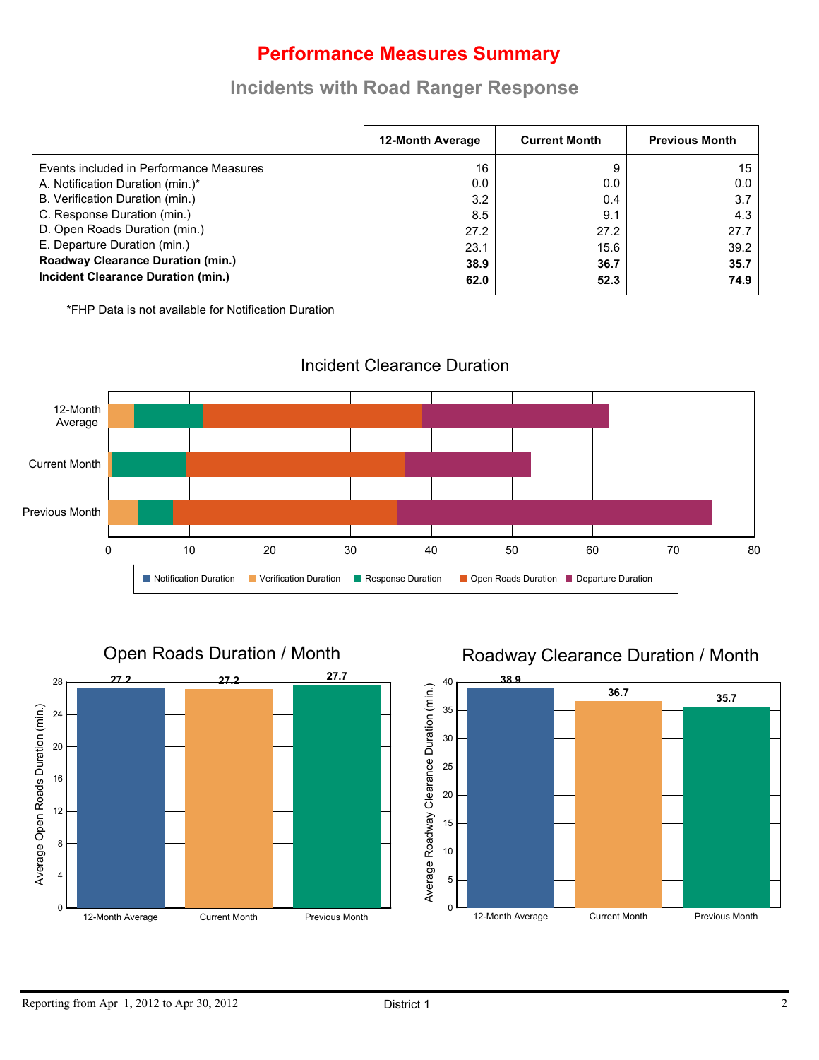# Performance Measures Summary

## Incidents with Road Ranger Response

| | 12-Month Average | Current Month | Previous Month |
|---|---|---|---|
| Events included in Performance Measures | 16 | 9 | 15 |
| A. Notification Duration (min.)* | 0.0 | 0.0 | 0.0 |
| B. Verification Duration (min.) | 3.2 | 0.4 | 3.7 |
| C. Response Duration (min.) | 8.5 | 9.1 | 4.3 |
| D. Open Roads Duration (min.) | 27.2 | 27.2 | 27.7 |
| E. Departure Duration (min.) | 23.1 | 15.6 | 39.2 |
| **Roadway Clearance Duration (min.)** | **38.9** | **36.7** | **35.7** |
| **Incident Clearance Duration (min.)** | **62.0** | **52.3** | **74.9** |

*FHP Data is not available for Notification Duration

### Incident Clearance Duration

Categories: 12-Month Average, Current Month, Previous Month (axis 0–80)

Legend: Notification Duration, Verification Duration, Response Duration, Open Roads Duration, Departure Duration

### Open Roads Duration / Month

Average Open Roads Duration (min.)

| 12-Month Average | Current Month | Previous Month |
|---|---|---|
| 27.2 | 27.2 | 27.7 |

### Roadway Clearance Duration / Month

Average Roadway Clearance Duration (min.)

| 12-Month Average | Current Month | Previous Month |
|---|---|---|
| 38.9 | 36.7 | 35.7 |

Reporting from Apr 1, 2012 to Apr 30, 2012 — District 1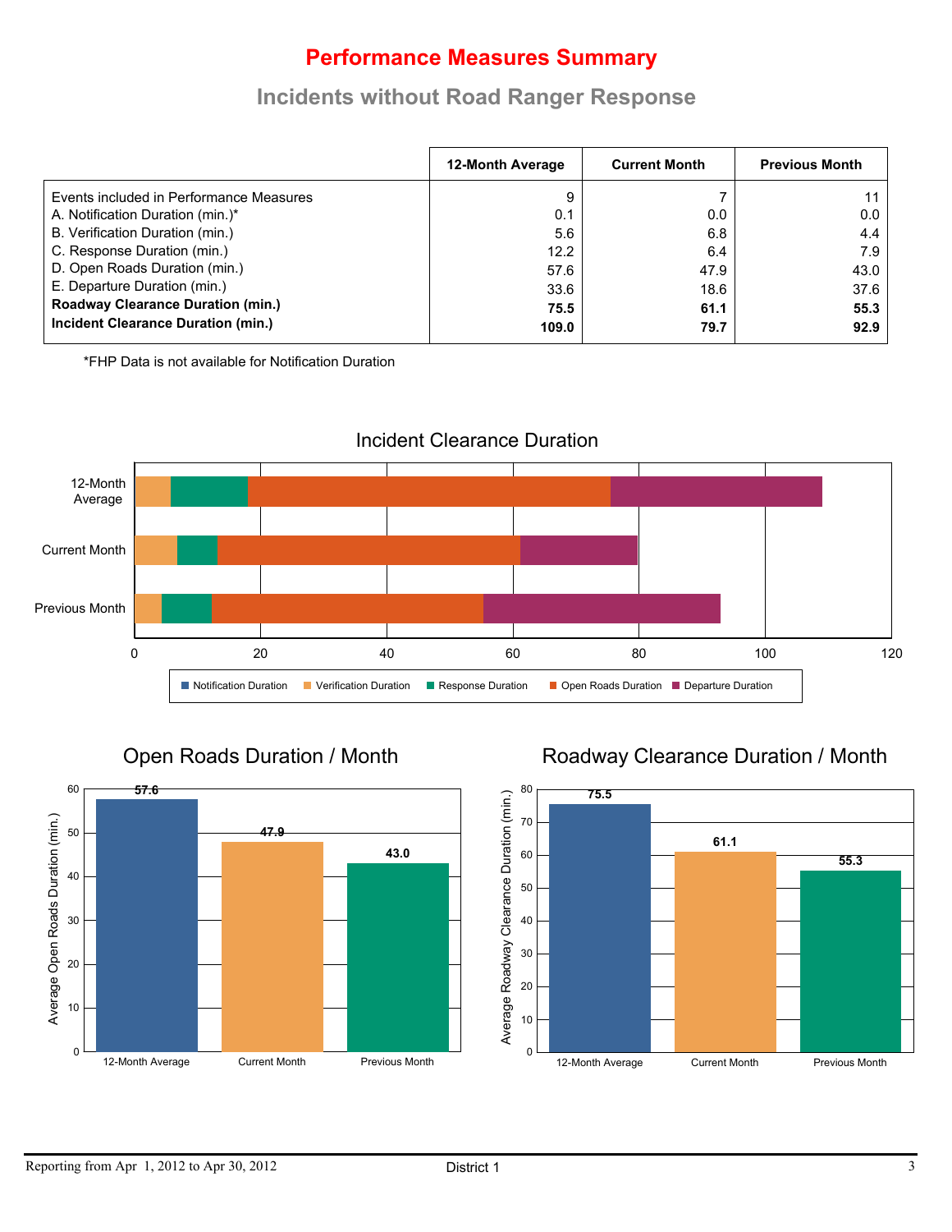# Performance Measures Summary

## Incidents without Road Ranger Response

| | 12-Month Average | Current Month | Previous Month |
|---|---|---|---|
| Events included in Performance Measures | 9 | 7 | 11 |
| A. Notification Duration (min.)* | 0.1 | 0.0 | 0.0 |
| B. Verification Duration (min.) | 5.6 | 6.8 | 4.4 |
| C. Response Duration (min.) | 12.2 | 6.4 | 7.9 |
| D. Open Roads Duration (min.) | 57.6 | 47.9 | 43.0 |
| E. Departure Duration (min.) | 33.6 | 18.6 | 37.6 |
| **Roadway Clearance Duration (min.)** | **75.5** | **61.1** | **55.3** |
| **Incident Clearance Duration (min.)** | **109.0** | **79.7** | **92.9** |

*FHP Data is not available for Notification Duration

### Incident Clearance Duration

(Stacked bar chart for 12-Month Average, Current Month, Previous Month; x-axis 0–120. Legend: Notification Duration, Verification Duration, Response Duration, Open Roads Duration, Departure Duration)

### Open Roads Duration / Month

| | Average Open Roads Duration (min.) |
|---|---|
| 12-Month Average | 57.6 |
| Current Month | 47.9 |
| Previous Month | 43.0 |

### Roadway Clearance Duration / Month

| | Average Roadway Clearance Duration (min.) |
|---|---|
| 12-Month Average | 75.5 |
| Current Month | 61.1 |
| Previous Month | 55.3 |

Reporting from Apr 1, 2012 to Apr 30, 2012 — District 1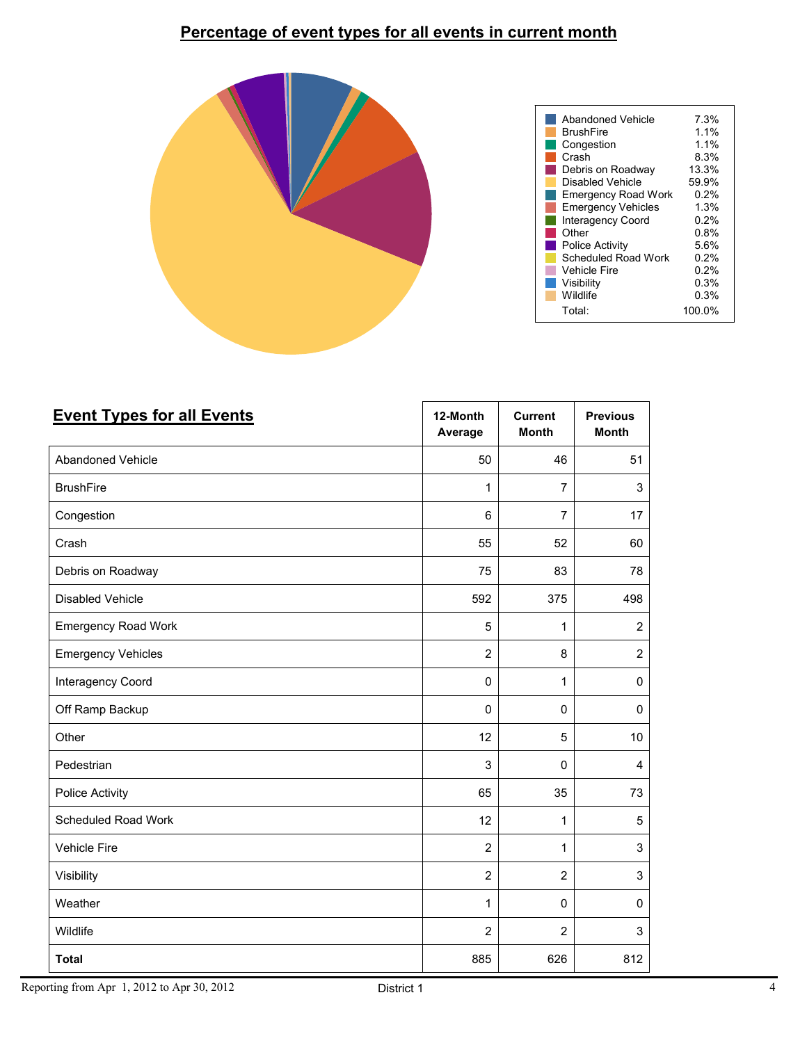## Percentage of event types for all events in current month

| Event Type | Percentage |
|---|---|
| Abandoned Vehicle | 7.3% |
| BrushFire | 1.1% |
| Congestion | 1.1% |
| Crash | 8.3% |
| Debris on Roadway | 13.3% |
| Disabled Vehicle | 59.9% |
| Emergency Road Work | 0.2% |
| Emergency Vehicles | 1.3% |
| Interagency Coord | 0.2% |
| Other | 0.8% |
| Police Activity | 5.6% |
| Scheduled Road Work | 0.2% |
| Vehicle Fire | 0.2% |
| Visibility | 0.3% |
| Wildlife | 0.3% |
| Total: | 100.0% |

## Event Types for all Events

| | 12-Month Average | Current Month | Previous Month |
|---|---|---|---|
| Abandoned Vehicle | 50 | 46 | 51 |
| BrushFire | 1 | 7 | 3 |
| Congestion | 6 | 7 | 17 |
| Crash | 55 | 52 | 60 |
| Debris on Roadway | 75 | 83 | 78 |
| Disabled Vehicle | 592 | 375 | 498 |
| Emergency Road Work | 5 | 1 | 2 |
| Emergency Vehicles | 2 | 8 | 2 |
| Interagency Coord | 0 | 1 | 0 |
| Off Ramp Backup | 0 | 0 | 0 |
| Other | 12 | 5 | 10 |
| Pedestrian | 3 | 0 | 4 |
| Police Activity | 65 | 35 | 73 |
| Scheduled Road Work | 12 | 1 | 5 |
| Vehicle Fire | 2 | 1 | 3 |
| Visibility | 2 | 2 | 3 |
| Weather | 1 | 0 | 0 |
| Wildlife | 2 | 2 | 3 |
| **Total** | 885 | 626 | 812 |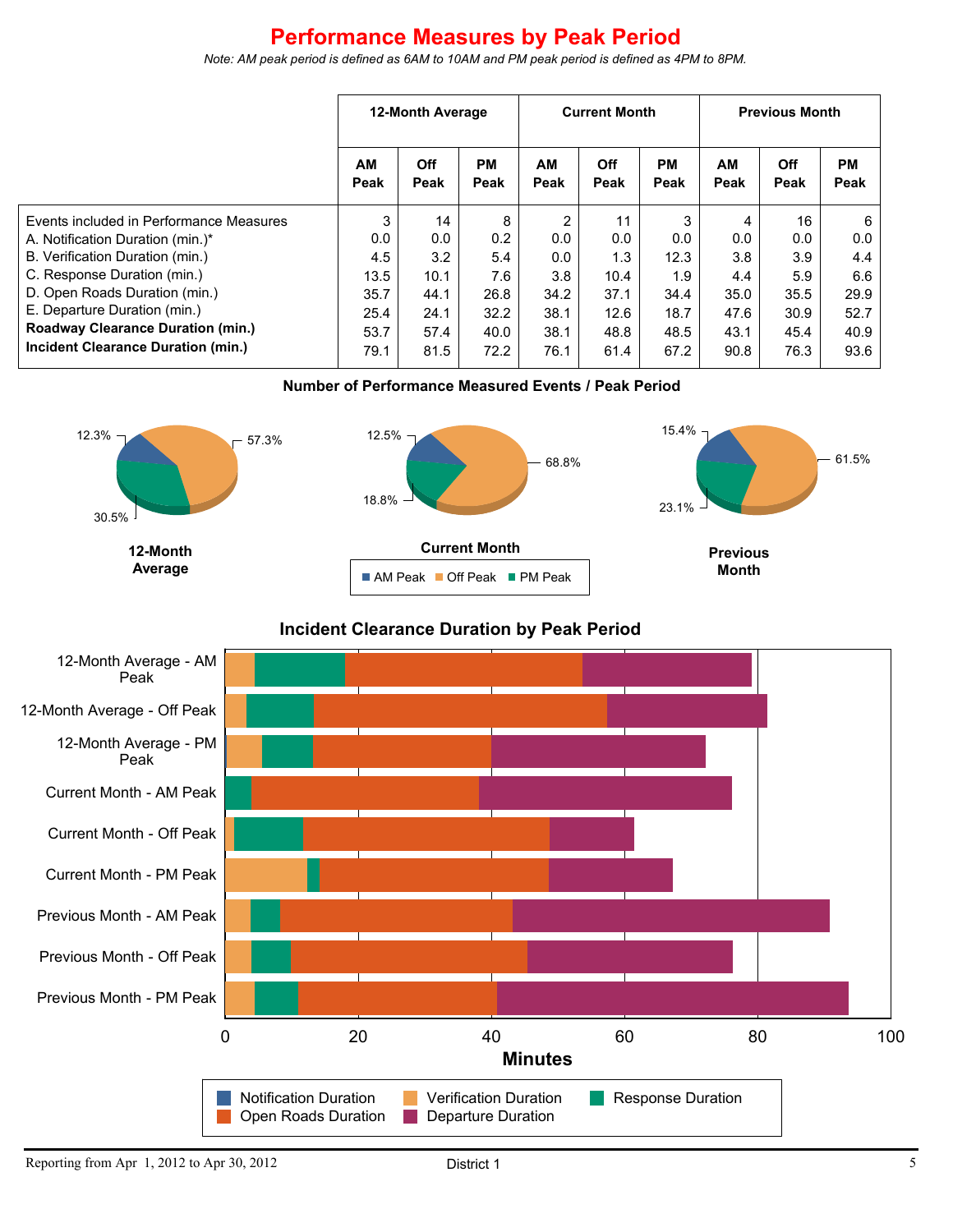# Performance Measures by Peak Period

*Note: AM peak period is defined as 6AM to 10AM and PM peak period is defined as 4PM to 8PM.*

| | 12-Month Average | | | Current Month | | | Previous Month | | |
|---|---|---|---|---|---|---|---|---|---|
| | AM Peak | Off Peak | PM Peak | AM Peak | Off Peak | PM Peak | AM Peak | Off Peak | PM Peak |
| Events included in Performance Measures | 3 | 14 | 8 | 2 | 11 | 3 | 4 | 16 | 6 |
| A. Notification Duration (min.)* | 0.0 | 0.0 | 0.2 | 0.0 | 0.0 | 0.0 | 0.0 | 0.0 | 0.0 |
| B. Verification Duration (min.) | 4.5 | 3.2 | 5.4 | 0.0 | 1.3 | 12.3 | 3.8 | 3.9 | 4.4 |
| C. Response Duration (min.) | 13.5 | 10.1 | 7.6 | 3.8 | 10.4 | 1.9 | 4.4 | 5.9 | 6.6 |
| D. Open Roads Duration (min.) | 35.7 | 44.1 | 26.8 | 34.2 | 37.1 | 34.4 | 35.0 | 35.5 | 29.9 |
| E. Departure Duration (min.) | 25.4 | 24.1 | 32.2 | 38.1 | 12.6 | 18.7 | 47.6 | 30.9 | 52.7 |
| **Roadway Clearance Duration (min.)** | 53.7 | 57.4 | 40.0 | 38.1 | 48.8 | 48.5 | 43.1 | 45.4 | 40.9 |
| **Incident Clearance Duration (min.)** | 79.1 | 81.5 | 72.2 | 76.1 | 61.4 | 67.2 | 90.8 | 76.3 | 93.6 |

## Number of Performance Measured Events / Peak Period

| | AM Peak | Off Peak | PM Peak |
|---|---|---|---|
| 12-Month Average | 12.3% | 57.3% | 30.5% |
| Current Month | 12.5% | 68.8% | 18.8% |
| Previous Month | 15.4% | 61.5% | 23.1% |

## Incident Clearance Duration by Peak Period

Categories: 12-Month Average - AM Peak, 12-Month Average - Off Peak, 12-Month Average - PM Peak, Current Month - AM Peak, Current Month - Off Peak, Current Month - PM Peak, Previous Month - AM Peak, Previous Month - Off Peak, Previous Month - PM Peak

Minutes (0–100)

Legend: Notification Duration, Verification Duration, Response Duration, Open Roads Duration, Departure Duration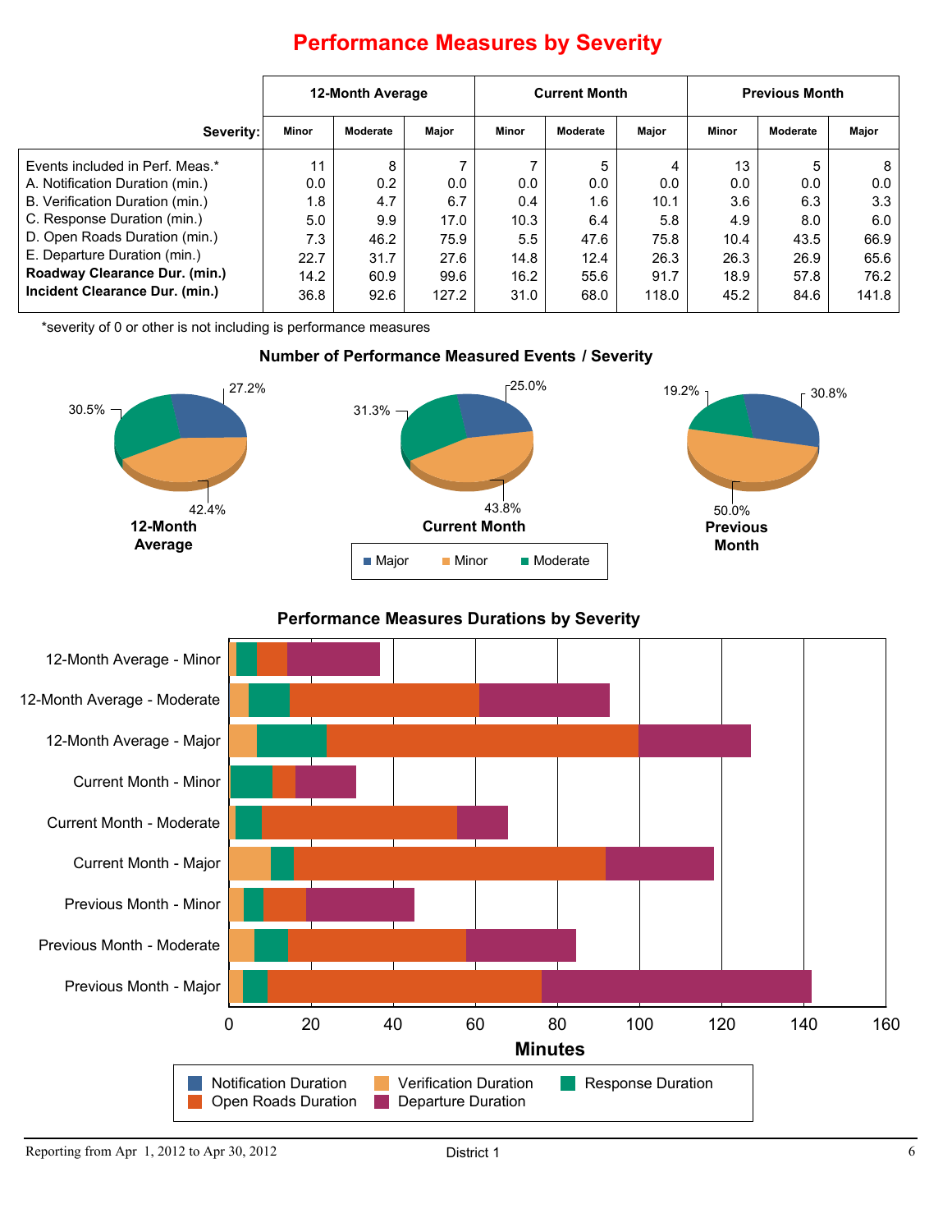# Performance Measures by Severity

| Severity: | 12-Month Average | | | Current Month | | | Previous Month | | |
|---|---|---|---|---|---|---|---|---|---|
| | Minor | Moderate | Major | Minor | Moderate | Major | Minor | Moderate | Major |
| Events included in Perf. Meas.* | 11 | 8 | 7 | 7 | 5 | 4 | 13 | 5 | 8 |
| A. Notification Duration (min.) | 0.0 | 0.2 | 0.0 | 0.0 | 0.0 | 0.0 | 0.0 | 0.0 | 0.0 |
| B. Verification Duration (min.) | 1.8 | 4.7 | 6.7 | 0.4 | 1.6 | 10.1 | 3.6 | 6.3 | 3.3 |
| C. Response Duration (min.) | 5.0 | 9.9 | 17.0 | 10.3 | 6.4 | 5.8 | 4.9 | 8.0 | 6.0 |
| D. Open Roads Duration (min.) | 7.3 | 46.2 | 75.9 | 5.5 | 47.6 | 75.8 | 10.4 | 43.5 | 66.9 |
| E. Departure Duration (min.) | 22.7 | 31.7 | 27.6 | 14.8 | 12.4 | 26.3 | 26.3 | 26.9 | 65.6 |
| **Roadway Clearance Dur. (min.)** | 14.2 | 60.9 | 99.6 | 16.2 | 55.6 | 91.7 | 18.9 | 57.8 | 76.2 |
| **Incident Clearance Dur. (min.)** | 36.8 | 92.6 | 127.2 | 31.0 | 68.0 | 118.0 | 45.2 | 84.6 | 141.8 |

*severity of 0 or other is not including is performance measures

## Number of Performance Measured Events / Severity

**12-Month Average:** Major 27.2%, Minor 42.4%, Moderate 30.5%

**Current Month:** Major 25.0%, Minor 43.8%, Moderate 31.3%

**Previous Month:** Major 30.8%, Minor 50.0%, Moderate 19.2%

## Performance Measures Durations by Severity

Categories: 12-Month Average - Minor, 12-Month Average - Moderate, 12-Month Average - Major, Current Month - Minor, Current Month - Moderate, Current Month - Major, Previous Month - Minor, Previous Month - Moderate, Previous Month - Major

Minutes (0–160)

Legend: Notification Duration, Verification Duration, Response Duration, Open Roads Duration, Departure Duration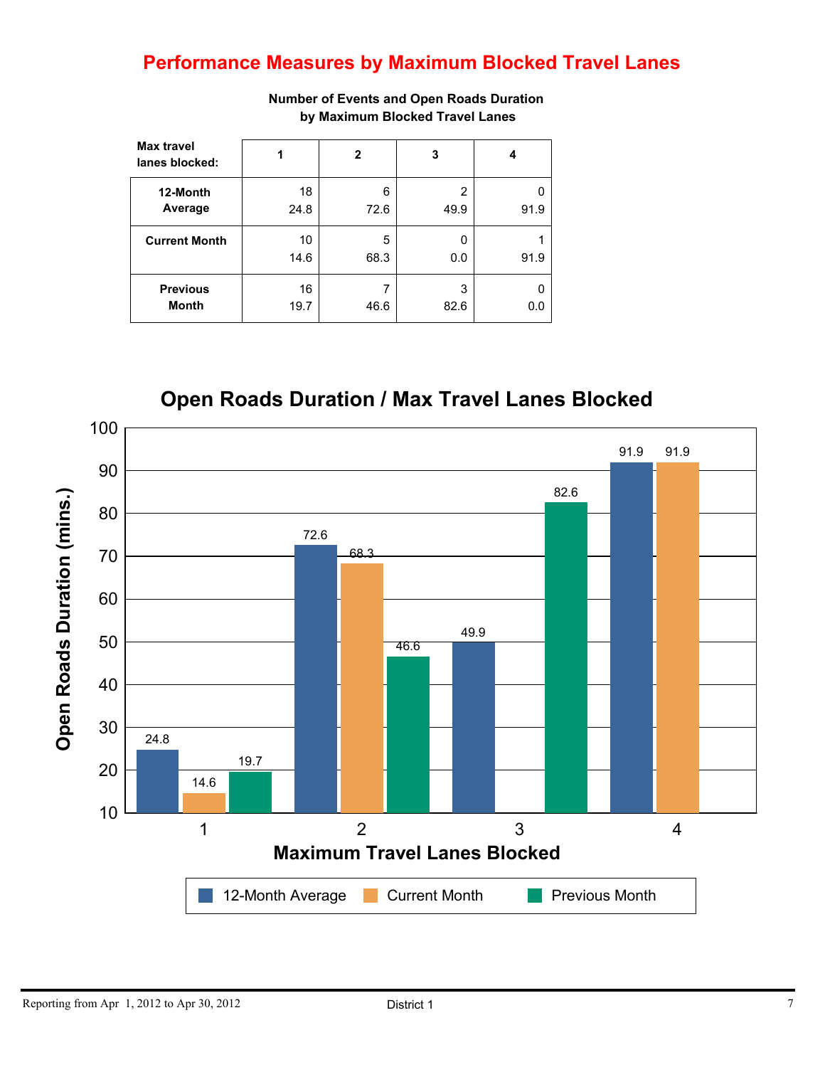# Performance Measures by Maximum Blocked Travel Lanes

**Number of Events and Open Roads Duration by Maximum Blocked Travel Lanes**

| Max travel lanes blocked: | 1 | 2 | 3 | 4 |
|---|---|---|---|---|
| **12-Month Average** | 18<br>24.8 | 6<br>72.6 | 2<br>49.9 | 0<br>91.9 |
| **Current Month** | 10<br>14.6 | 5<br>68.3 | 0<br>0.0 | 1<br>91.9 |
| **Previous Month** | 16<br>19.7 | 7<br>46.6 | 3<br>82.6 | 0<br>0.0 |

**Open Roads Duration / Max Travel Lanes Blocked**

| Maximum Travel Lanes Blocked | 12-Month Average | Current Month | Previous Month |
|---|---|---|---|
| 1 | 24.8 | 14.6 | 19.7 |
| 2 | 72.6 | 68.3 | 46.6 |
| 3 | 49.9 | | 82.6 |
| 4 | 91.9 | 91.9 | |

Open Roads Duration (mins.)

Reporting from Apr 1, 2012 to Apr 30, 2012 — District 1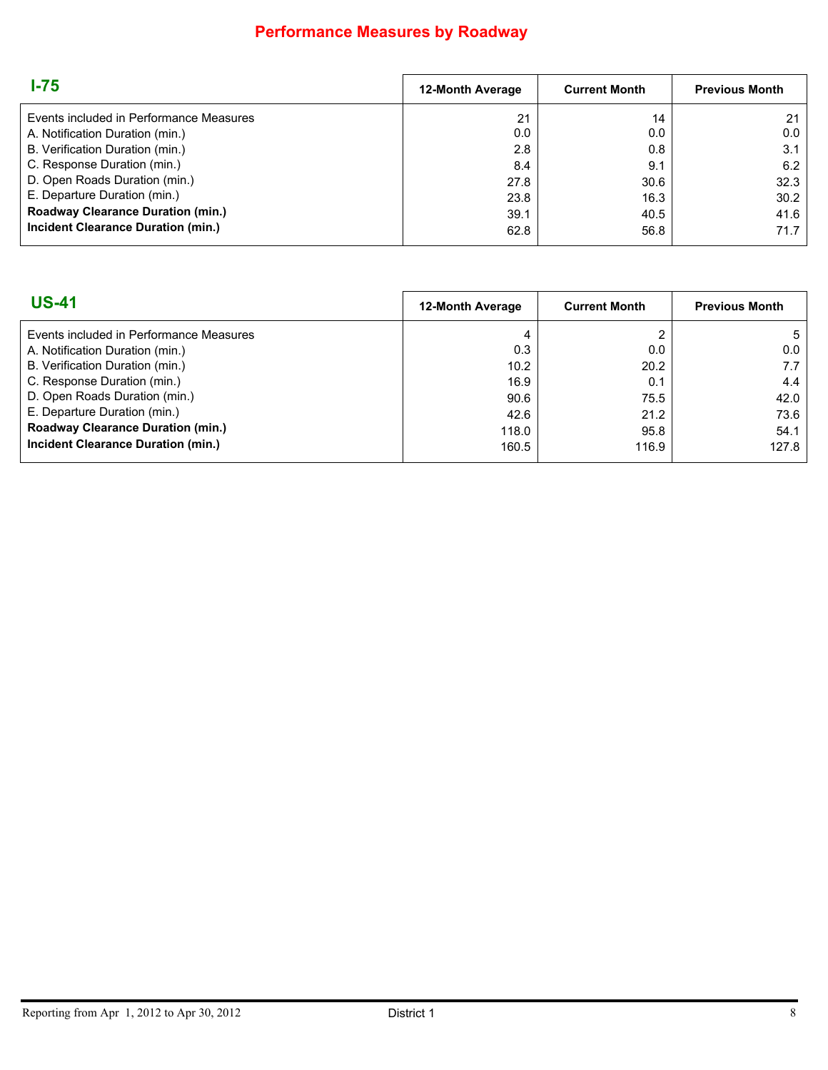# Performance Measures by Roadway

## I-75

| I-75 | 12-Month Average | Current Month | Previous Month |
|---|---|---|---|
| Events included in Performance Measures | 21 | 14 | 21 |
| A. Notification Duration (min.) | 0.0 | 0.0 | 0.0 |
| B. Verification Duration (min.) | 2.8 | 0.8 | 3.1 |
| C. Response Duration (min.) | 8.4 | 9.1 | 6.2 |
| D. Open Roads Duration (min.) | 27.8 | 30.6 | 32.3 |
| E. Departure Duration (min.) | 23.8 | 16.3 | 30.2 |
| **Roadway Clearance Duration (min.)** | 39.1 | 40.5 | 41.6 |
| **Incident Clearance Duration (min.)** | 62.8 | 56.8 | 71.7 |

## US-41

| US-41 | 12-Month Average | Current Month | Previous Month |
|---|---|---|---|
| Events included in Performance Measures | 4 | 2 | 5 |
| A. Notification Duration (min.) | 0.3 | 0.0 | 0.0 |
| B. Verification Duration (min.) | 10.2 | 20.2 | 7.7 |
| C. Response Duration (min.) | 16.9 | 0.1 | 4.4 |
| D. Open Roads Duration (min.) | 90.6 | 75.5 | 42.0 |
| E. Departure Duration (min.) | 42.6 | 21.2 | 73.6 |
| **Roadway Clearance Duration (min.)** | 118.0 | 95.8 | 54.1 |
| **Incident Clearance Duration (min.)** | 160.5 | 116.9 | 127.8 |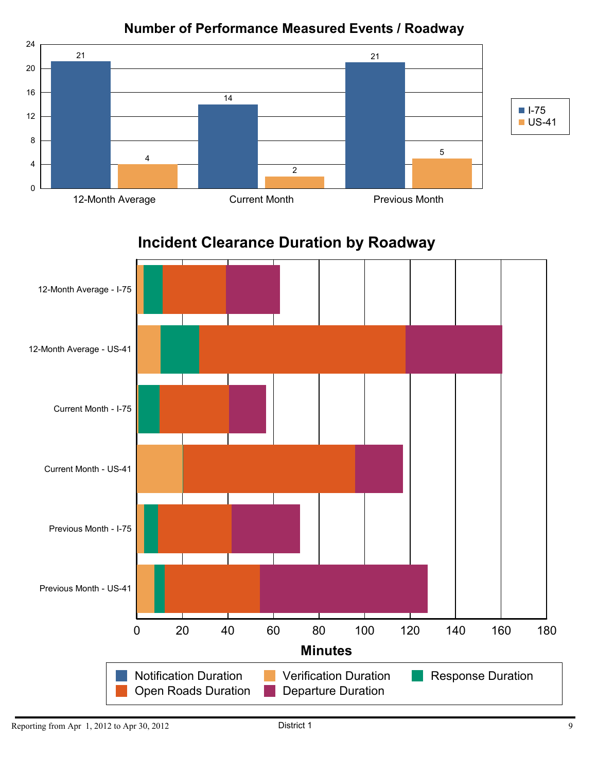## Number of Performance Measured Events / Roadway

| | I-75 | US-41 |
|---|---|---|
| 12-Month Average | 21 | 4 |
| Current Month | 14 | 2 |
| Previous Month | 21 | 5 |

## Incident Clearance Duration by Roadway

Categories: 12-Month Average - I-75; 12-Month Average - US-41; Current Month - I-75; Current Month - US-41; Previous Month - I-75; Previous Month - US-41

Minutes

Notification Duration | Verification Duration | Response Duration | Open Roads Duration | Departure Duration

Reporting from Apr 1, 2012 to Apr 30, 2012 | District 1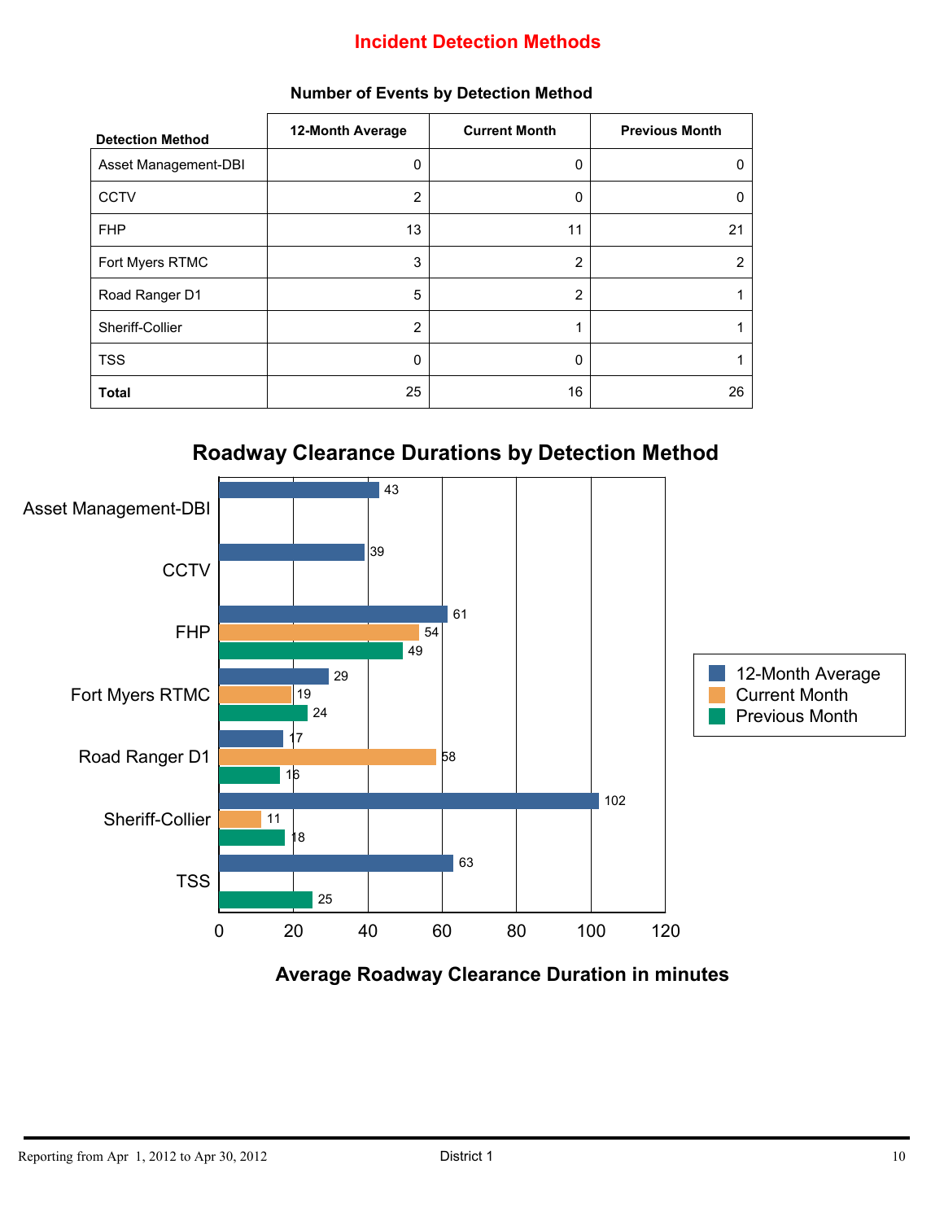## Incident Detection Methods

### Number of Events by Detection Method

| Detection Method | 12-Month Average | Current Month | Previous Month |
|---|---|---|---|
| Asset Management-DBI | 0 | 0 | 0 |
| CCTV | 2 | 0 | 0 |
| FHP | 13 | 11 | 21 |
| Fort Myers RTMC | 3 | 2 | 2 |
| Road Ranger D1 | 5 | 2 | 1 |
| Sheriff-Collier | 2 | 1 | 1 |
| TSS | 0 | 0 | 1 |
| **Total** | 25 | 16 | 26 |

### Roadway Clearance Durations by Detection Method

| Detection Method | 12-Month Average | Current Month | Previous Month |
|---|---|---|---|
| Asset Management-DBI | 43 | | |
| CCTV | 39 | | |
| FHP | 61 | 54 | 49 |
| Fort Myers RTMC | 29 | 19 | 24 |
| Road Ranger D1 | 17 | 58 | 16 |
| Sheriff-Collier | 102 | 11 | 18 |
| TSS | 63 | | 25 |

Average Roadway Clearance Duration in minutes

Reporting from Apr 1, 2012 to Apr 30, 2012 District 1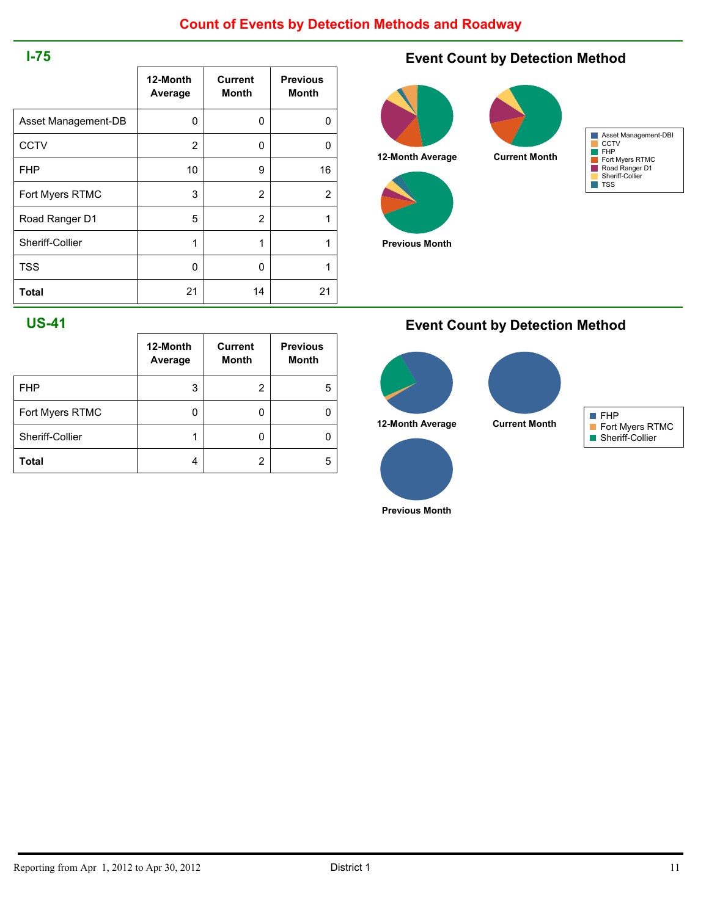# Count of Events by Detection Methods and Roadway

## I-75

|  | 12-Month Average | Current Month | Previous Month |
|---|---|---|---|
| Asset Management-DB | 0 | 0 | 0 |
| CCTV | 2 | 0 | 0 |
| FHP | 10 | 9 | 16 |
| Fort Myers RTMC | 3 | 2 | 2 |
| Road Ranger D1 | 5 | 2 | 1 |
| Sheriff-Collier | 1 | 1 | 1 |
| TSS | 0 | 0 | 1 |
| **Total** | 21 | 14 | 21 |

### Event Count by Detection Method

12-Month Average

Current Month

Previous Month

- Asset Management-DBI
- CCTV
- FHP
- Fort Myers RTMC
- Road Ranger D1
- Sheriff-Collier
- TSS

## US-41

|  | 12-Month Average | Current Month | Previous Month |
|---|---|---|---|
| FHP | 3 | 2 | 5 |
| Fort Myers RTMC | 0 | 0 | 0 |
| Sheriff-Collier | 1 | 0 | 0 |
| **Total** | 4 | 2 | 5 |

### Event Count by Detection Method

12-Month Average

Current Month

Previous Month

- FHP
- Fort Myers RTMC
- Sheriff-Collier

Reporting from Apr 1, 2012 to Apr 30, 2012 — District 1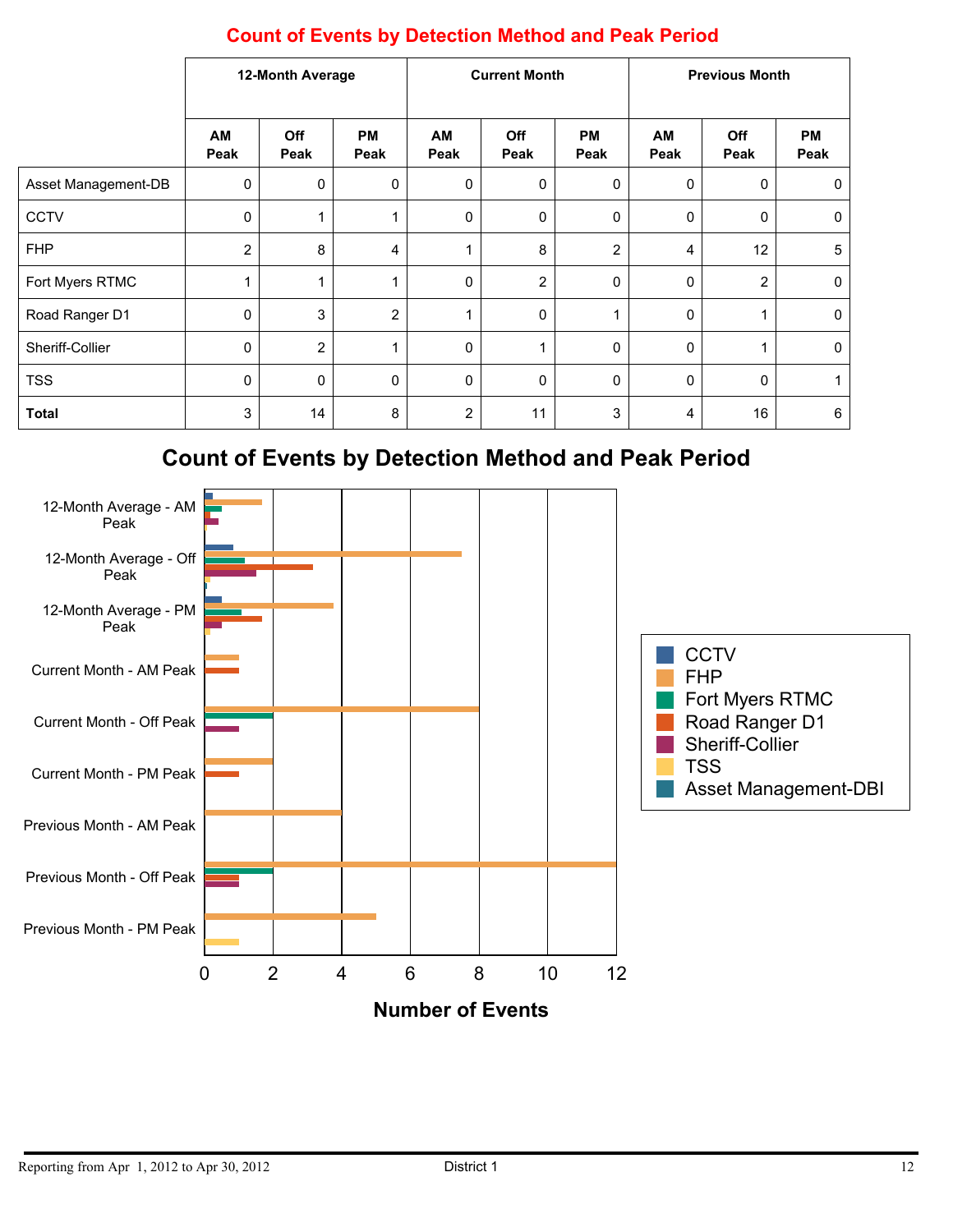## Count of Events by Detection Method and Peak Period

| | 12-Month Average | | | Current Month | | | Previous Month | | |
|---|---|---|---|---|---|---|---|---|---|
| | AM Peak | Off Peak | PM Peak | AM Peak | Off Peak | PM Peak | AM Peak | Off Peak | PM Peak |
| Asset Management-DB | 0 | 0 | 0 | 0 | 0 | 0 | 0 | 0 | 0 |
| CCTV | 0 | 1 | 1 | 0 | 0 | 0 | 0 | 0 | 0 |
| FHP | 2 | 8 | 4 | 1 | 8 | 2 | 4 | 12 | 5 |
| Fort Myers RTMC | 1 | 1 | 1 | 0 | 2 | 0 | 0 | 2 | 0 |
| Road Ranger D1 | 0 | 3 | 2 | 1 | 0 | 1 | 0 | 1 | 0 |
| Sheriff-Collier | 0 | 2 | 1 | 0 | 1 | 0 | 0 | 1 | 0 |
| TSS | 0 | 0 | 0 | 0 | 0 | 0 | 0 | 0 | 1 |
| **Total** | 3 | 14 | 8 | 2 | 11 | 3 | 4 | 16 | 6 |

## Count of Events by Detection Method and Peak Period

Legend: CCTV, FHP, Fort Myers RTMC, Road Ranger D1, Sheriff-Collier, TSS, Asset Management-DBI

Categories: 12-Month Average - AM Peak; 12-Month Average - Off Peak; 12-Month Average - PM Peak; Current Month - AM Peak; Current Month - Off Peak; Current Month - PM Peak; Previous Month - AM Peak; Previous Month - Off Peak; Previous Month - PM Peak

Number of Events (0, 2, 4, 6, 8, 10, 12)

Reporting from Apr 1, 2012 to Apr 30, 2012 — District 1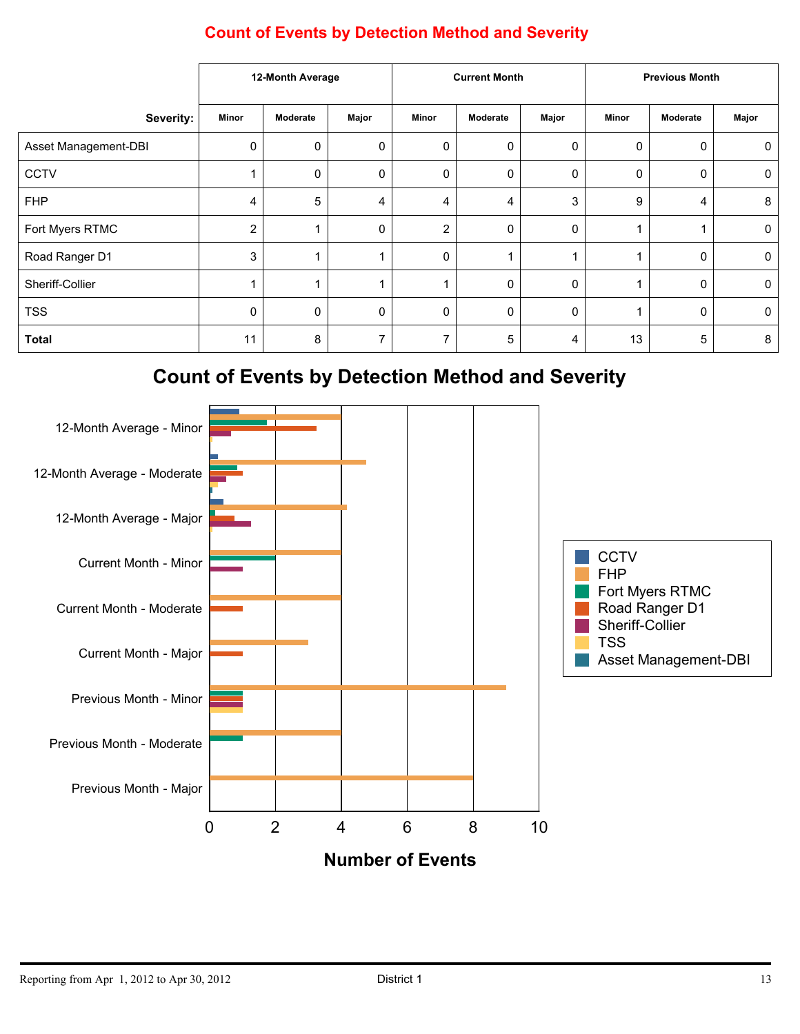## Count of Events by Detection Method and Severity

| | 12-Month Average | | | Current Month | | | Previous Month | | |
|---|---|---|---|---|---|---|---|---|---|
| **Severity:** | Minor | Moderate | Major | Minor | Moderate | Major | Minor | Moderate | Major |
| Asset Management-DBI | 0 | 0 | 0 | 0 | 0 | 0 | 0 | 0 | 0 |
| CCTV | 1 | 0 | 0 | 0 | 0 | 0 | 0 | 0 | 0 |
| FHP | 4 | 5 | 4 | 4 | 4 | 3 | 9 | 4 | 8 |
| Fort Myers RTMC | 2 | 1 | 0 | 2 | 0 | 0 | 1 | 1 | 0 |
| Road Ranger D1 | 3 | 1 | 1 | 0 | 1 | 1 | 1 | 0 | 0 |
| Sheriff-Collier | 1 | 1 | 1 | 1 | 0 | 0 | 1 | 0 | 0 |
| TSS | 0 | 0 | 0 | 0 | 0 | 0 | 1 | 0 | 0 |
| **Total** | 11 | 8 | 7 | 7 | 5 | 4 | 13 | 5 | 8 |

## Count of Events by Detection Method and Severity

Number of Events

Legend: CCTV, FHP, Fort Myers RTMC, Road Ranger D1, Sheriff-Collier, TSS, Asset Management-DBI

Reporting from Apr 1, 2012 to Apr 30, 2012 — District 1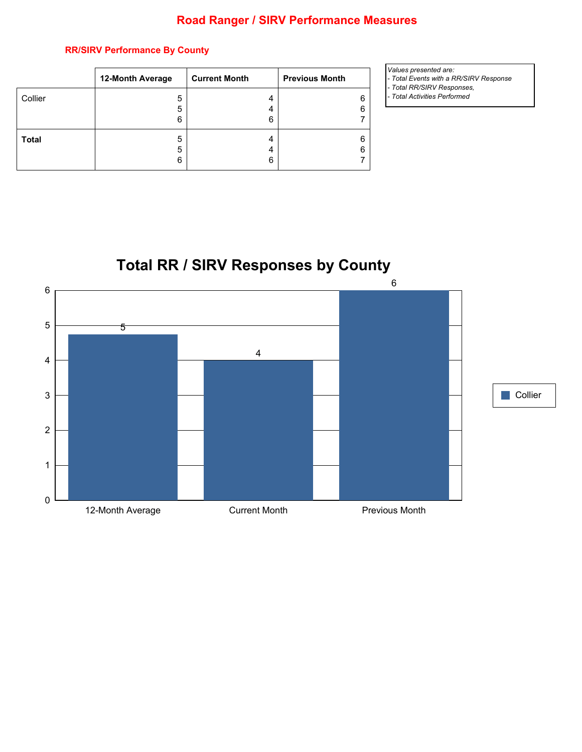# Road Ranger / SIRV Performance Measures

## RR/SIRV Performance By County

| | 12-Month Average | Current Month | Previous Month |
|---|---|---|---|
| Collier | 5<br>5<br>6 | 4<br>4<br>6 | 6<br>6<br>7 |
| **Total** | 5<br>5<br>6 | 4<br>4<br>6 | 6<br>6<br>7 |

*Values presented are:*
*- Total Events with a RR/SIRV Response*
*- Total RR/SIRV Responses,*
*- Total Activities Performed*

## Total RR / SIRV Responses by County

| | 12-Month Average | Current Month | Previous Month |
|---|---|---|---|
| Collier | 5 | 4 | 6 |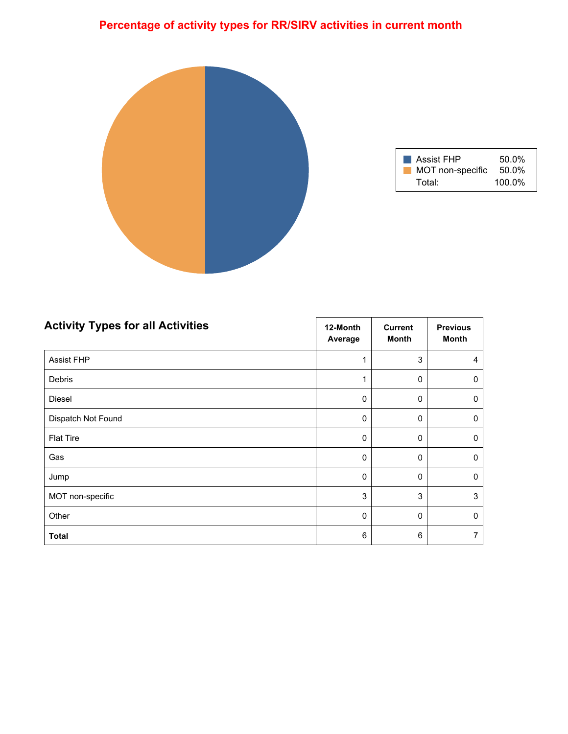## Percentage of activity types for RR/SIRV activities in current month

| | |
|---|---|
| Assist FHP | 50.0% |
| MOT non-specific | 50.0% |
| Total: | 100.0% |

### Activity Types for all Activities

| | 12-Month Average | Current Month | Previous Month |
|---|---|---|---|
| Assist FHP | 1 | 3 | 4 |
| Debris | 1 | 0 | 0 |
| Diesel | 0 | 0 | 0 |
| Dispatch Not Found | 0 | 0 | 0 |
| Flat Tire | 0 | 0 | 0 |
| Gas | 0 | 0 | 0 |
| Jump | 0 | 0 | 0 |
| MOT non-specific | 3 | 3 | 3 |
| Other | 0 | 0 | 0 |
| **Total** | 6 | 6 | 7 |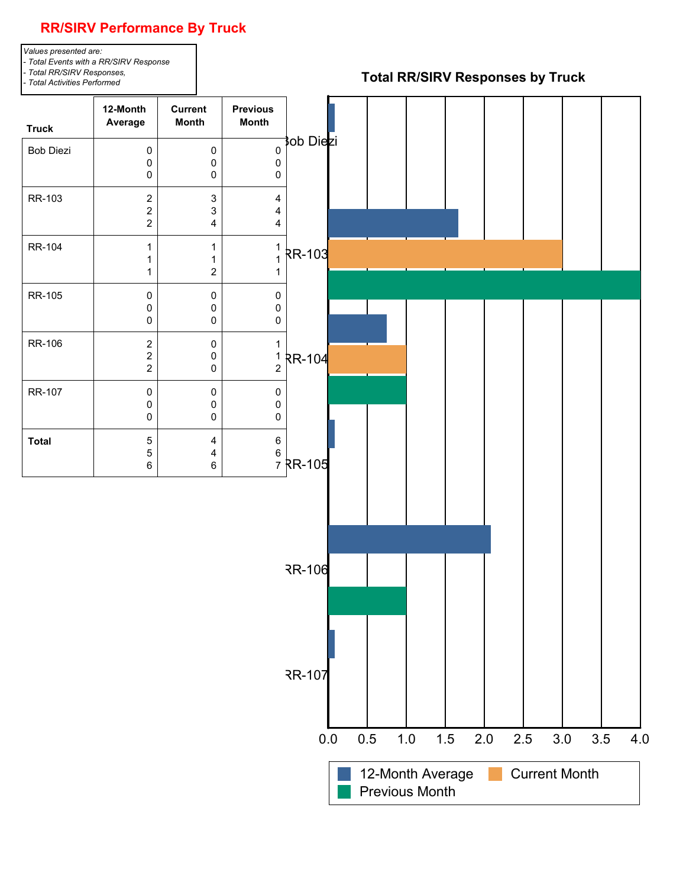## RR/SIRV Performance By Truck

*Values presented are:*
*- Total Events with a RR/SIRV Response*
*- Total RR/SIRV Responses,*
*- Total Activities Performed*

| Truck | 12-Month Average | Current Month | Previous Month |
|---|---|---|---|
| Bob Diezi | 0<br>0<br>0 | 0<br>0<br>0 | 0<br>0<br>0 |
| RR-103 | 2<br>2<br>2 | 3<br>3<br>4 | 4<br>4<br>4 |
| RR-104 | 1<br>1<br>1 | 1<br>1<br>2 | 1<br>1<br>1 |
| RR-105 | 0<br>0<br>0 | 0<br>0<br>0 | 0<br>0<br>0 |
| RR-106 | 2<br>2<br>2 | 0<br>0<br>0 | 1<br>1<br>2 |
| RR-107 | 0<br>0<br>0 | 0<br>0<br>0 | 0<br>0<br>0 |
| **Total** | 5<br>5<br>6 | 4<br>4<br>6 | 6<br>6<br>7 |

### Total RR/SIRV Responses by Truck

Bob Diezi, RR-103, RR-104, RR-105, RR-106, RR-107

0.0 0.5 1.0 1.5 2.0 2.5 3.0 3.5 4.0

12-Month Average, Current Month, Previous Month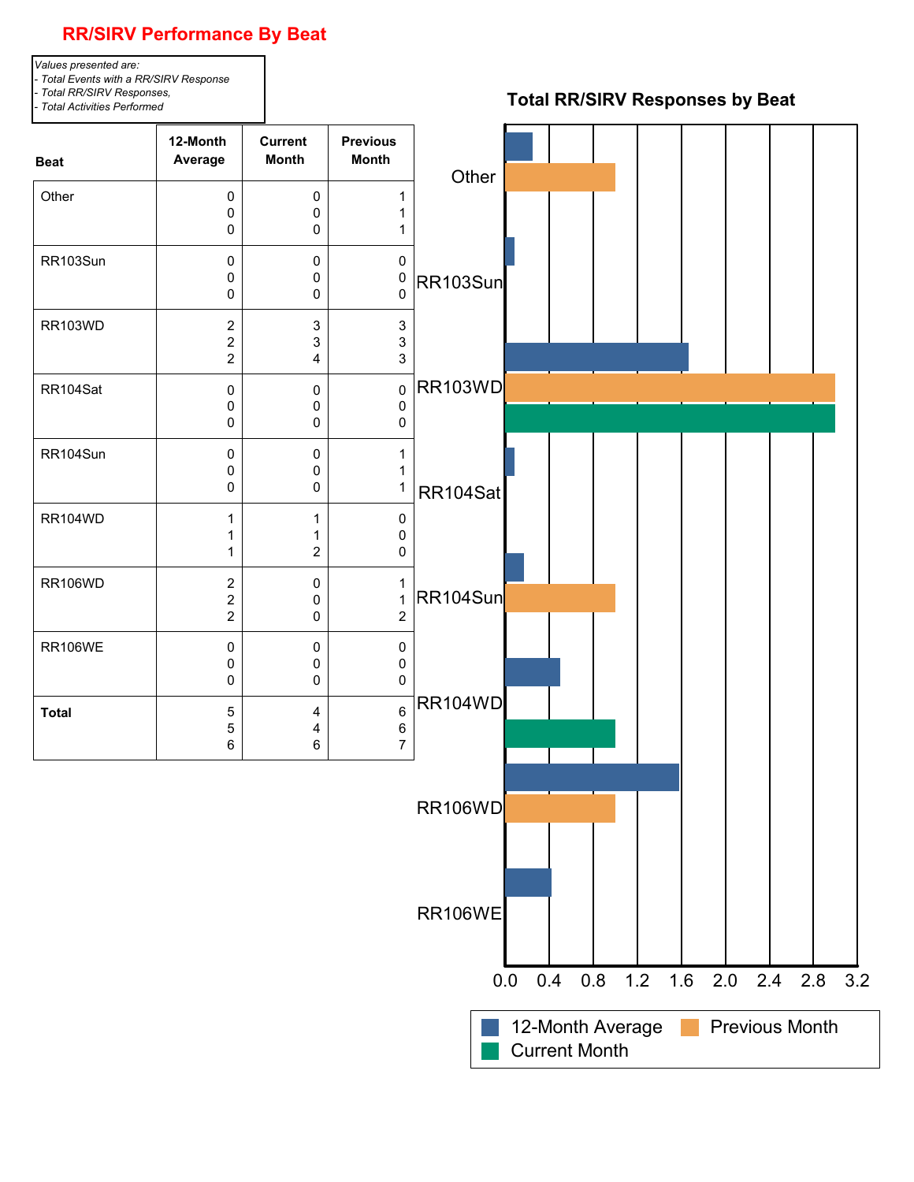# RR/SIRV Performance By Beat

*Values presented are:*
*- Total Events with a RR/SIRV Response*
*- Total RR/SIRV Responses,*
*- Total Activities Performed*

| Beat | 12-Month Average | Current Month | Previous Month |
|---|---|---|---|
| Other | 0<br>0<br>0 | 0<br>0<br>0 | 1<br>1<br>1 |
| RR103Sun | 0<br>0<br>0 | 0<br>0<br>0 | 0<br>0<br>0 |
| RR103WD | 2<br>2<br>2 | 3<br>3<br>4 | 3<br>3<br>3 |
| RR104Sat | 0<br>0<br>0 | 0<br>0<br>0 | 0<br>0<br>0 |
| RR104Sun | 0<br>0<br>0 | 0<br>0<br>0 | 1<br>1<br>1 |
| RR104WD | 1<br>1<br>1 | 1<br>1<br>2 | 0<br>0<br>0 |
| RR106WD | 2<br>2<br>2 | 0<br>0<br>0 | 1<br>1<br>2 |
| RR106WE | 0<br>0<br>0 | 0<br>0<br>0 | 0<br>0<br>0 |
| **Total** | 5<br>5<br>6 | 4<br>4<br>6 | 6<br>6<br>7 |

## Total RR/SIRV Responses by Beat

| Beat | 12-Month Average | Previous Month | Current Month |
|---|---|---|---|
| Other | 0.25 | 1.0 | |
| RR103Sun | 0.08 | | |
| RR103WD | 1.67 | 3.0 | 3.0 |
| RR104Sat | 0.08 | | |
| RR104Sun | 0.17 | 1.0 | |
| RR104WD | 0.5 | | 1.0 |
| RR106WD | 1.58 | 1.0 | |
| RR106WE | 0.42 | | |

Legend: 12-Month Average, Previous Month, Current Month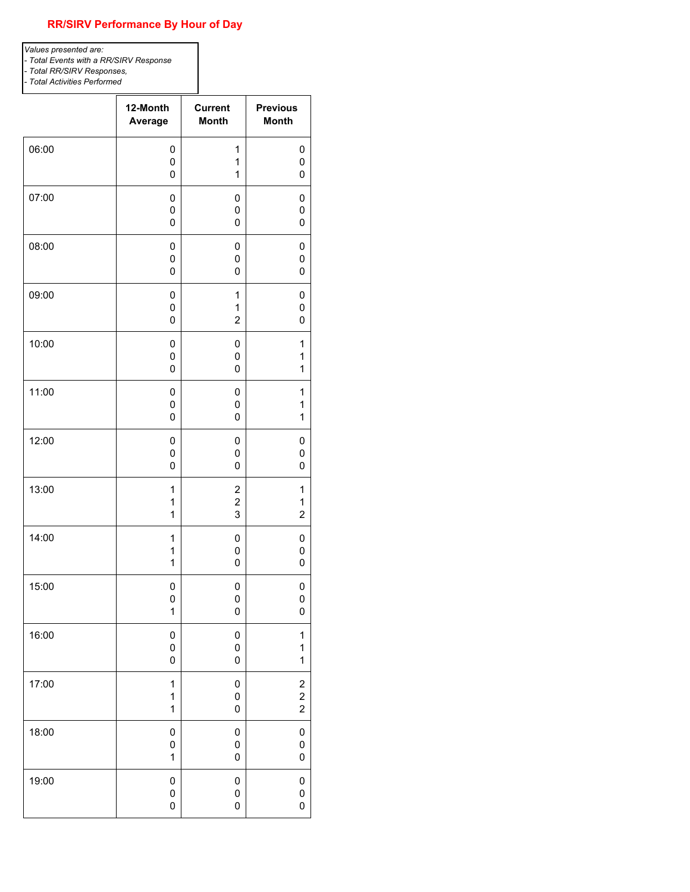## RR/SIRV Performance By Hour of Day

*Values presented are:*
*- Total Events with a RR/SIRV Response*
*- Total RR/SIRV Responses,*
*- Total Activities Performed*

| | 12-Month Average | Current Month | Previous Month |
|---|---|---|---|
| 06:00 | 0<br>0<br>0 | 1<br>1<br>1 | 0<br>0<br>0 |
| 07:00 | 0<br>0<br>0 | 0<br>0<br>0 | 0<br>0<br>0 |
| 08:00 | 0<br>0<br>0 | 0<br>0<br>0 | 0<br>0<br>0 |
| 09:00 | 0<br>0<br>0 | 1<br>1<br>2 | 0<br>0<br>0 |
| 10:00 | 0<br>0<br>0 | 0<br>0<br>0 | 1<br>1<br>1 |
| 11:00 | 0<br>0<br>0 | 0<br>0<br>0 | 1<br>1<br>1 |
| 12:00 | 0<br>0<br>0 | 0<br>0<br>0 | 0<br>0<br>0 |
| 13:00 | 1<br>1<br>1 | 2<br>2<br>3 | 1<br>1<br>2 |
| 14:00 | 1<br>1<br>1 | 0<br>0<br>0 | 0<br>0<br>0 |
| 15:00 | 0<br>0<br>1 | 0<br>0<br>0 | 0<br>0<br>0 |
| 16:00 | 0<br>0<br>0 | 0<br>0<br>0 | 1<br>1<br>1 |
| 17:00 | 1<br>1<br>1 | 0<br>0<br>0 | 2<br>2<br>2 |
| 18:00 | 0<br>0<br>1 | 0<br>0<br>0 | 0<br>0<br>0 |
| 19:00 | 0<br>0<br>0 | 0<br>0<br>0 | 0<br>0<br>0 |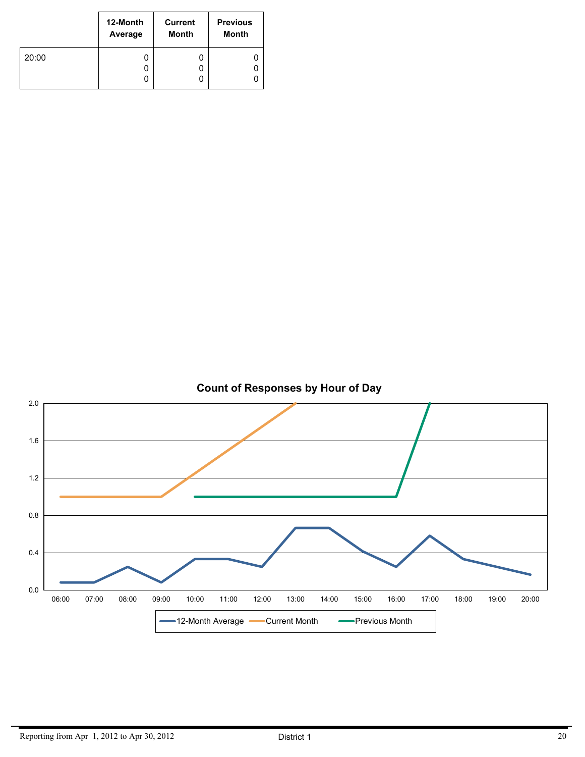| | 12-Month Average | Current Month | Previous Month |
|---|---|---|---|
| 20:00 | 0<br>0<br>0 | 0<br>0<br>0 | 0<br>0<br>0 |

**Count of Responses by Hour of Day**

2.0
1.6
1.2
0.8
0.4
0.0

06:00 07:00 08:00 09:00 10:00 11:00 12:00 13:00 14:00 15:00 16:00 17:00 18:00 19:00 20:00

12-Month Average
Current Month
Previous Month